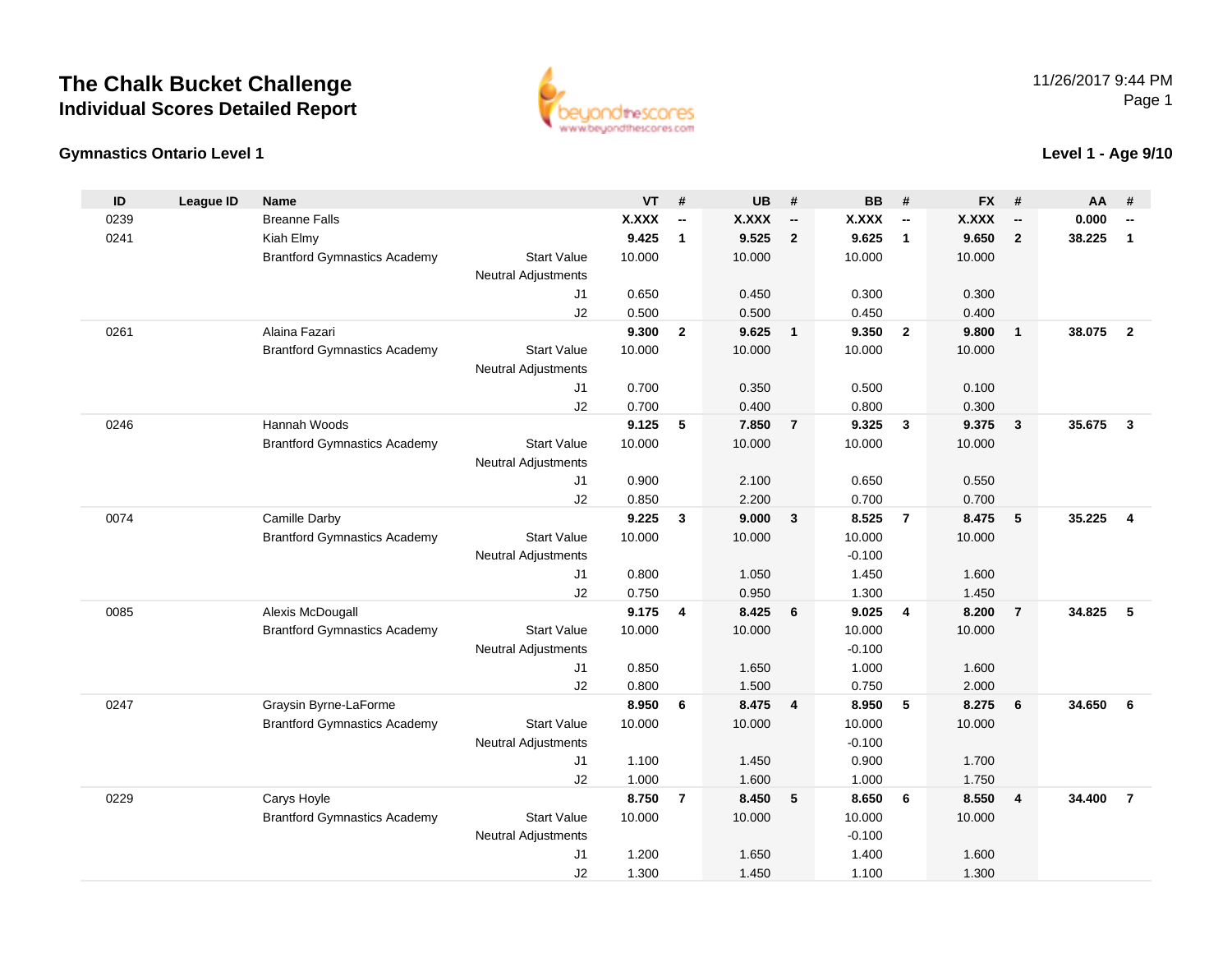# The Chalk Bucket Challenge
## Individual Scores Detailed Report

11/26/2017 9:44 PM

### Gymnastics Ontario Level 1

### Level 1 - Age 9/10

| ID | League ID | Name | | VT | # | UB | # | BB | # | FX | # | AA | # |
|---|---|---|---|---|---|---|---|---|---|---|---|---|---|
| 0239 | | Breanne Falls | | **X.XXX** | **--** | **X.XXX** | **--** | **X.XXX** | **--** | **X.XXX** | **--** | **0.000** | **--** |
| 0241 | | Kiah Elmy | | **9.425** | **1** | **9.525** | **2** | **9.625** | **1** | **9.650** | **2** | **38.225** | **1** |
| | | Brantford Gymnastics Academy | Start Value | 10.000 | | 10.000 | | 10.000 | | 10.000 | | | |
| | | | Neutral Adjustments | | | | | | | | | | |
| | | | J1 | 0.650 | | 0.450 | | 0.300 | | 0.300 | | | |
| | | | J2 | 0.500 | | 0.500 | | 0.450 | | 0.400 | | | |
| 0261 | | Alaina Fazari | | **9.300** | **2** | **9.625** | **1** | **9.350** | **2** | **9.800** | **1** | **38.075** | **2** |
| | | Brantford Gymnastics Academy | Start Value | 10.000 | | 10.000 | | 10.000 | | 10.000 | | | |
| | | | Neutral Adjustments | | | | | | | | | | |
| | | | J1 | 0.700 | | 0.350 | | 0.500 | | 0.100 | | | |
| | | | J2 | 0.700 | | 0.400 | | 0.800 | | 0.300 | | | |
| 0246 | | Hannah Woods | | **9.125** | **5** | **7.850** | **7** | **9.325** | **3** | **9.375** | **3** | **35.675** | **3** |
| | | Brantford Gymnastics Academy | Start Value | 10.000 | | 10.000 | | 10.000 | | 10.000 | | | |
| | | | Neutral Adjustments | | | | | | | | | | |
| | | | J1 | 0.900 | | 2.100 | | 0.650 | | 0.550 | | | |
| | | | J2 | 0.850 | | 2.200 | | 0.700 | | 0.700 | | | |
| 0074 | | Camille Darby | | **9.225** | **3** | **9.000** | **3** | **8.525** | **7** | **8.475** | **5** | **35.225** | **4** |
| | | Brantford Gymnastics Academy | Start Value | 10.000 | | 10.000 | | 10.000 | | 10.000 | | | |
| | | | Neutral Adjustments | | | | | -0.100 | | | | | |
| | | | J1 | 0.800 | | 1.050 | | 1.450 | | 1.600 | | | |
| | | | J2 | 0.750 | | 0.950 | | 1.300 | | 1.450 | | | |
| 0085 | | Alexis McDougall | | **9.175** | **4** | **8.425** | **6** | **9.025** | **4** | **8.200** | **7** | **34.825** | **5** |
| | | Brantford Gymnastics Academy | Start Value | 10.000 | | 10.000 | | 10.000 | | 10.000 | | | |
| | | | Neutral Adjustments | | | | | -0.100 | | | | | |
| | | | J1 | 0.850 | | 1.650 | | 1.000 | | 1.600 | | | |
| | | | J2 | 0.800 | | 1.500 | | 0.750 | | 2.000 | | | |
| 0247 | | Graysin Byrne-LaForme | | **8.950** | **6** | **8.475** | **4** | **8.950** | **5** | **8.275** | **6** | **34.650** | **6** |
| | | Brantford Gymnastics Academy | Start Value | 10.000 | | 10.000 | | 10.000 | | 10.000 | | | |
| | | | Neutral Adjustments | | | | | -0.100 | | | | | |
| | | | J1 | 1.100 | | 1.450 | | 0.900 | | 1.700 | | | |
| | | | J2 | 1.000 | | 1.600 | | 1.000 | | 1.750 | | | |
| 0229 | | Carys Hoyle | | **8.750** | **7** | **8.450** | **5** | **8.650** | **6** | **8.550** | **4** | **34.400** | **7** |
| | | Brantford Gymnastics Academy | Start Value | 10.000 | | 10.000 | | 10.000 | | 10.000 | | | |
| | | | Neutral Adjustments | | | | | -0.100 | | | | | |
| | | | J1 | 1.200 | | 1.650 | | 1.400 | | 1.600 | | | |
| | | | J2 | 1.300 | | 1.450 | | 1.100 | | 1.300 | | | |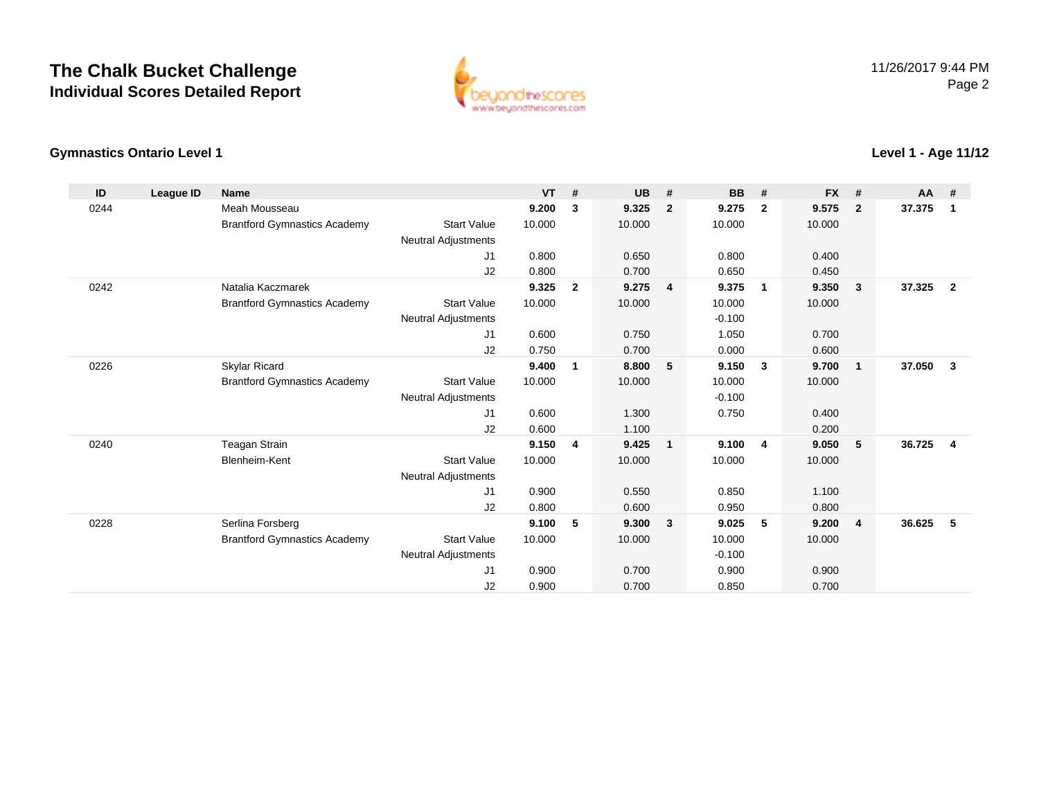# The Chalk Bucket Challenge

## Individual Scores Detailed Report

11/26/2017 9:44 PM

### Gymnastics Ontario Level 1

### Level 1 - Age 11/12

| ID | League ID | Name | | VT | # | UB | # | BB | # | FX | # | AA | # |
|---|---|---|---|---|---|---|---|---|---|---|---|---|---|
| 0244 | | Meah Mousseau | | **9.200** | **3** | **9.325** | **2** | **9.275** | **2** | **9.575** | **2** | **37.375** | **1** |
| | | Brantford Gymnastics Academy | Start Value | 10.000 | | 10.000 | | 10.000 | | 10.000 | | | |
| | | | Neutral Adjustments | | | | | | | | | | |
| | | | J1 | 0.800 | | 0.650 | | 0.800 | | 0.400 | | | |
| | | | J2 | 0.800 | | 0.700 | | 0.650 | | 0.450 | | | |
| 0242 | | Natalia Kaczmarek | | **9.325** | **2** | **9.275** | **4** | **9.375** | **1** | **9.350** | **3** | **37.325** | **2** |
| | | Brantford Gymnastics Academy | Start Value | 10.000 | | 10.000 | | 10.000 | | 10.000 | | | |
| | | | Neutral Adjustments | | | | | -0.100 | | | | | |
| | | | J1 | 0.600 | | 0.750 | | 1.050 | | 0.700 | | | |
| | | | J2 | 0.750 | | 0.700 | | 0.000 | | 0.600 | | | |
| 0226 | | Skylar Ricard | | **9.400** | **1** | **8.800** | **5** | **9.150** | **3** | **9.700** | **1** | **37.050** | **3** |
| | | Brantford Gymnastics Academy | Start Value | 10.000 | | 10.000 | | 10.000 | | 10.000 | | | |
| | | | Neutral Adjustments | | | | | -0.100 | | | | | |
| | | | J1 | 0.600 | | 1.300 | | 0.750 | | 0.400 | | | |
| | | | J2 | 0.600 | | 1.100 | | | | 0.200 | | | |
| 0240 | | Teagan Strain | | **9.150** | **4** | **9.425** | **1** | **9.100** | **4** | **9.050** | **5** | **36.725** | **4** |
| | | Blenheim-Kent | Start Value | 10.000 | | 10.000 | | 10.000 | | 10.000 | | | |
| | | | Neutral Adjustments | | | | | | | | | | |
| | | | J1 | 0.900 | | 0.550 | | 0.850 | | 1.100 | | | |
| | | | J2 | 0.800 | | 0.600 | | 0.950 | | 0.800 | | | |
| 0228 | | Serlina Forsberg | | **9.100** | **5** | **9.300** | **3** | **9.025** | **5** | **9.200** | **4** | **36.625** | **5** |
| | | Brantford Gymnastics Academy | Start Value | 10.000 | | 10.000 | | 10.000 | | 10.000 | | | |
| | | | Neutral Adjustments | | | | | -0.100 | | | | | |
| | | | J1 | 0.900 | | 0.700 | | 0.900 | | 0.900 | | | |
| | | | J2 | 0.900 | | 0.700 | | 0.850 | | 0.700 | | | |